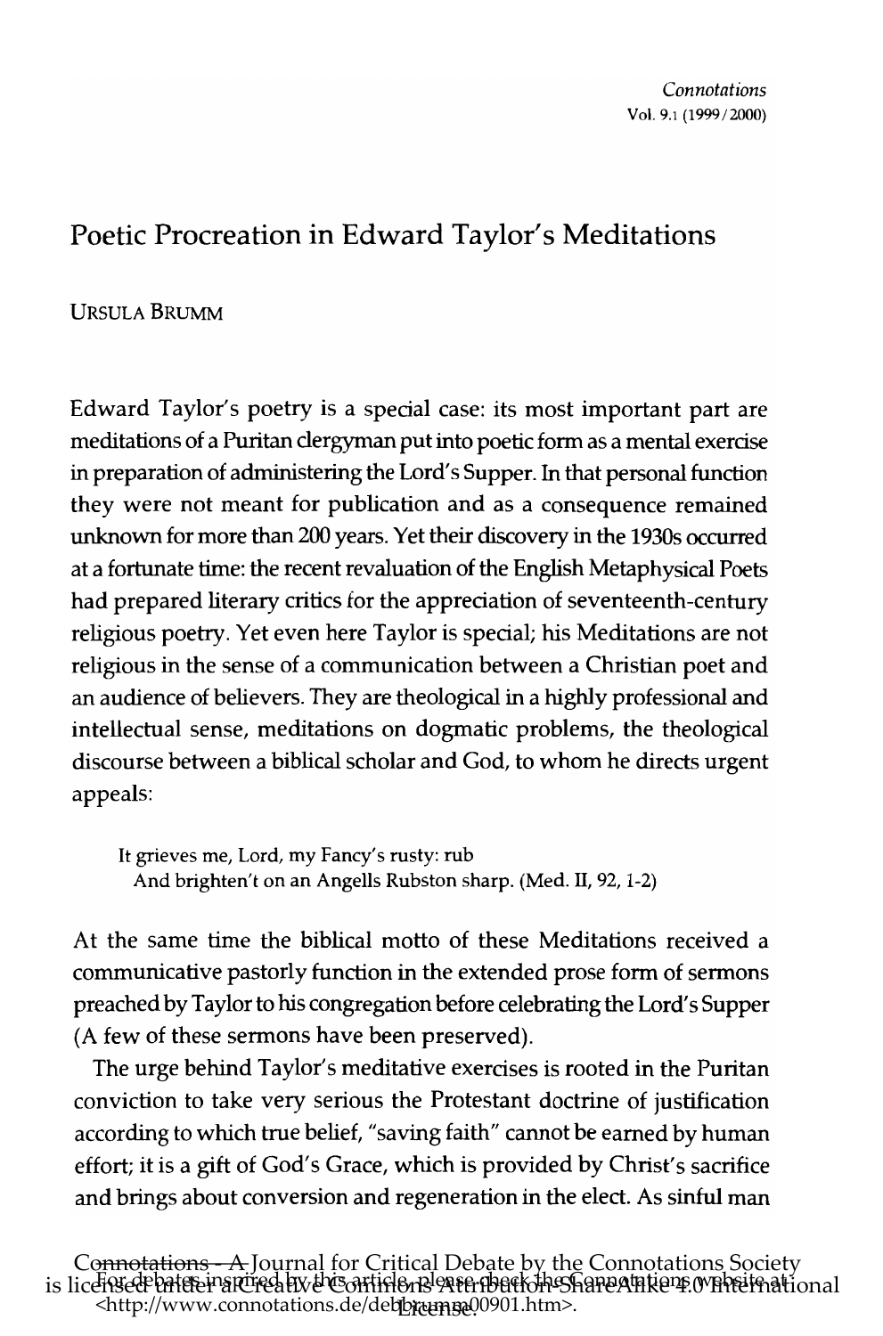# Poetic Procreation in Edward Taylor's Meditations

URSULA BRUMM

Edward Taylor's poetry is a special case: its most important part are meditations of a Puritan clergyman put into poetic form as a mental exercise in preparation of administering the Lord's Supper. In that personal function they were not meant for publication and as a consequence remained unknown for more than 200 years. Yet their discovery in the 1930s occurred at a fortunate time: the recent revaluation of the English Metaphysical Poets had prepared literary critics for the appreciation of seventeenth-century religious poetry. Yet even here Taylor is special; his Meditations are not religious in the sense of a communication between a Christian poet and an audience of believers. They are theological in a highly professional and intellectual sense, meditations on dogmatic problems, the theological discourse between a biblical scholar and God, to whom he directs urgent appeals:

> It grieves me, Lord, my Fancy's rusty: rub
> And brighten't on an Angells Rubston sharp. (Med. II, 92, 1-2)

At the same time the biblical motto of these Meditations received a communicative pastorly function in the extended prose form of sermons preached by Taylor to his congregation before celebrating the Lord's Supper (A few of these sermons have been preserved).

The urge behind Taylor's meditative exercises is rooted in the Puritan conviction to take very serious the Protestant doctrine of justification according to which true belief, "saving faith" cannot be earned by human effort; it is a gift of God's Grace, which is provided by Christ's sacrifice and brings about conversion and regeneration in the elect. As sinful man

Connotations - A Journal for Critical Debate by the Connotations Society is licensed under a Creative Commons Attribution-ShareAlike 4.0 International License. For debates inspired by this article, please check the Connotations website at: <http://www.connotations.de/debbrumm00901.htm>.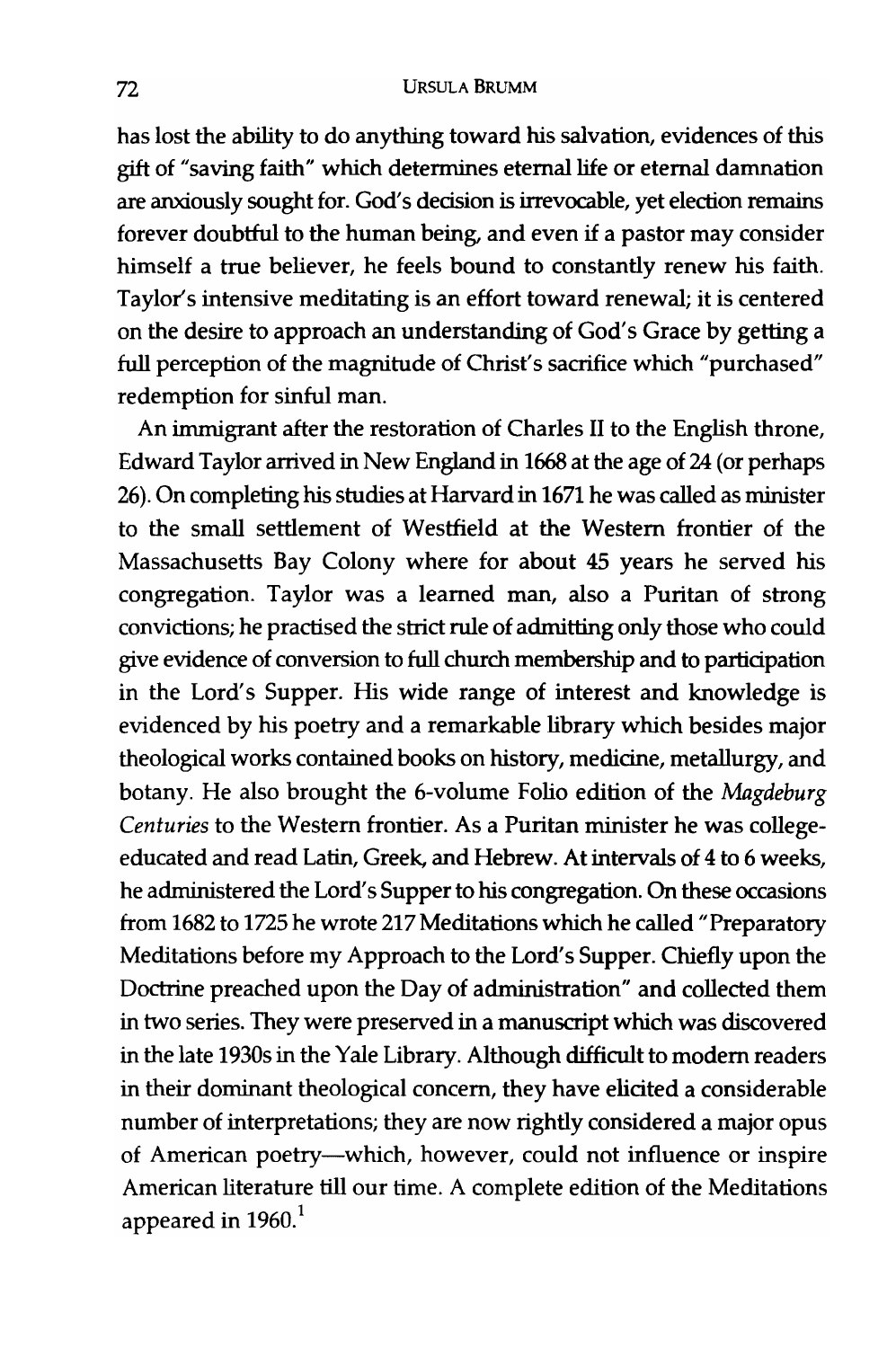has lost the ability to do anything toward his salvation, evidences of this gift of "saving faith" which determines eternal life or eternal damnation are anxiously sought for. God's decision is irrevocable, yet election remains forever doubtful to the human being, and even if a pastor may consider himself a true believer, he feels bound to constantly renew his faith. Taylor's intensive meditating is an effort toward renewal; it is centered on the desire to approach an understanding of God's Grace by getting a full perception of the magnitude of Christ's sacrifice which "purchased" redemption for sinful man.

An immigrant after the restoration of Charles II to the English throne, Edward Taylor arrived in New England in 1668 at the age of 24 (or perhaps 26). On completing his studies at Harvard in 1671 he was called as minister to the small settlement of Westfield at the Western frontier of the Massachusetts Bay Colony where for about 45 years he served his congregation. Taylor was a learned man, also a Puritan of strong convictions; he practised the strict rule of admitting only those who could give evidence of conversion to full church membership and to participation in the Lord's Supper. His wide range of interest and knowledge is evidenced by his poetry and a remarkable library which besides major theological works contained books on history, medicine, metallurgy, and botany. He also brought the 6-volume Folio edition of the *Magdeburg Centuries* to the Western frontier. As a Puritan minister he was college-educated and read Latin, Greek, and Hebrew. At intervals of 4 to 6 weeks, he administered the Lord's Supper to his congregation. On these occasions from 1682 to 1725 he wrote 217 Meditations which he called "Preparatory Meditations before my Approach to the Lord's Supper. Chiefly upon the Doctrine preached upon the Day of administration" and collected them in two series. They were preserved in a manuscript which was discovered in the late 1930s in the Yale Library. Although difficult to modern readers in their dominant theological concern, they have elicited a considerable number of interpretations; they are now rightly considered a major opus of American poetry—which, however, could not influence or inspire American literature till our time. A complete edition of the Meditations appeared in 1960.[1]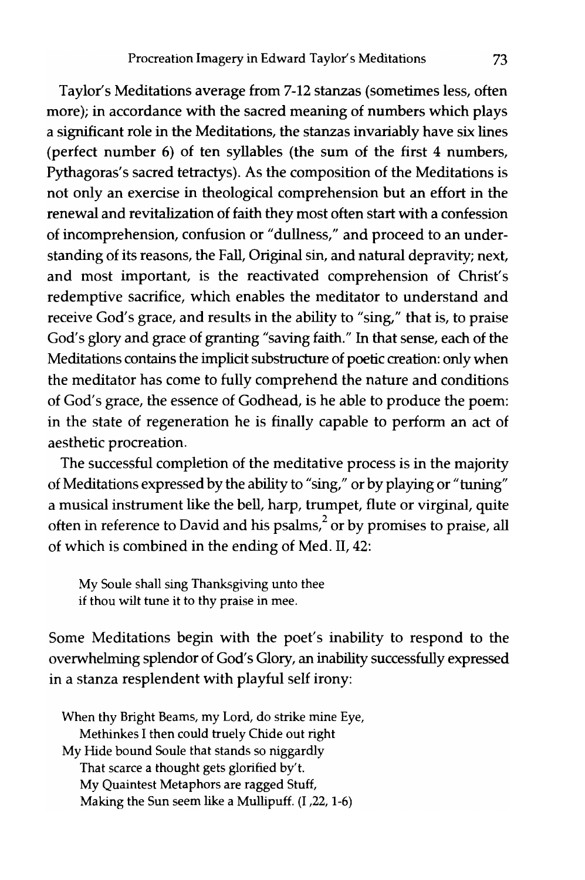Taylor's Meditations average from 7-12 stanzas (sometimes less, often more); in accordance with the sacred meaning of numbers which plays a significant role in the Meditations, the stanzas invariably have six lines (perfect number 6) of ten syllables (the sum of the first 4 numbers, Pythagoras's sacred tetractys). As the composition of the Meditations is not only an exercise in theological comprehension but an effort in the renewal and revitalization of faith they most often start with a confession of incomprehension, confusion or "dullness," and proceed to an understanding of its reasons, the Fall, Original sin, and natural depravity; next, and most important, is the reactivated comprehension of Christ's redemptive sacrifice, which enables the meditator to understand and receive God's grace, and results in the ability to "sing," that is, to praise God's glory and grace of granting "saving faith." In that sense, each of the Meditations contains the implicit substructure of poetic creation: only when the meditator has come to fully comprehend the nature and conditions of God's grace, the essence of Godhead, is he able to produce the poem: in the state of regeneration he is finally capable to perform an act of aesthetic procreation.

The successful completion of the meditative process is in the majority of Meditations expressed by the ability to "sing," or by playing or "tuning" a musical instrument like the bell, harp, trumpet, flute or virginal, quite often in reference to David and his psalms,[2] or by promises to praise, all of which is combined in the ending of Med. II, 42:

> My Soule shall sing Thanksgiving unto thee
> if thou wilt tune it to thy praise in mee.

Some Meditations begin with the poet's inability to respond to the overwhelming splendor of God's Glory, an inability successfully expressed in a stanza resplendent with playful self irony:

> When thy Bright Beams, my Lord, do strike mine Eye,
> Methinkes I then could truely Chide out right
> My Hide bound Soule that stands so niggardly
> That scarce a thought gets glorified by't.
> My Quaintest Metaphors are ragged Stuff,
> Making the Sun seem like a Mullipuff. (I ,22, 1-6)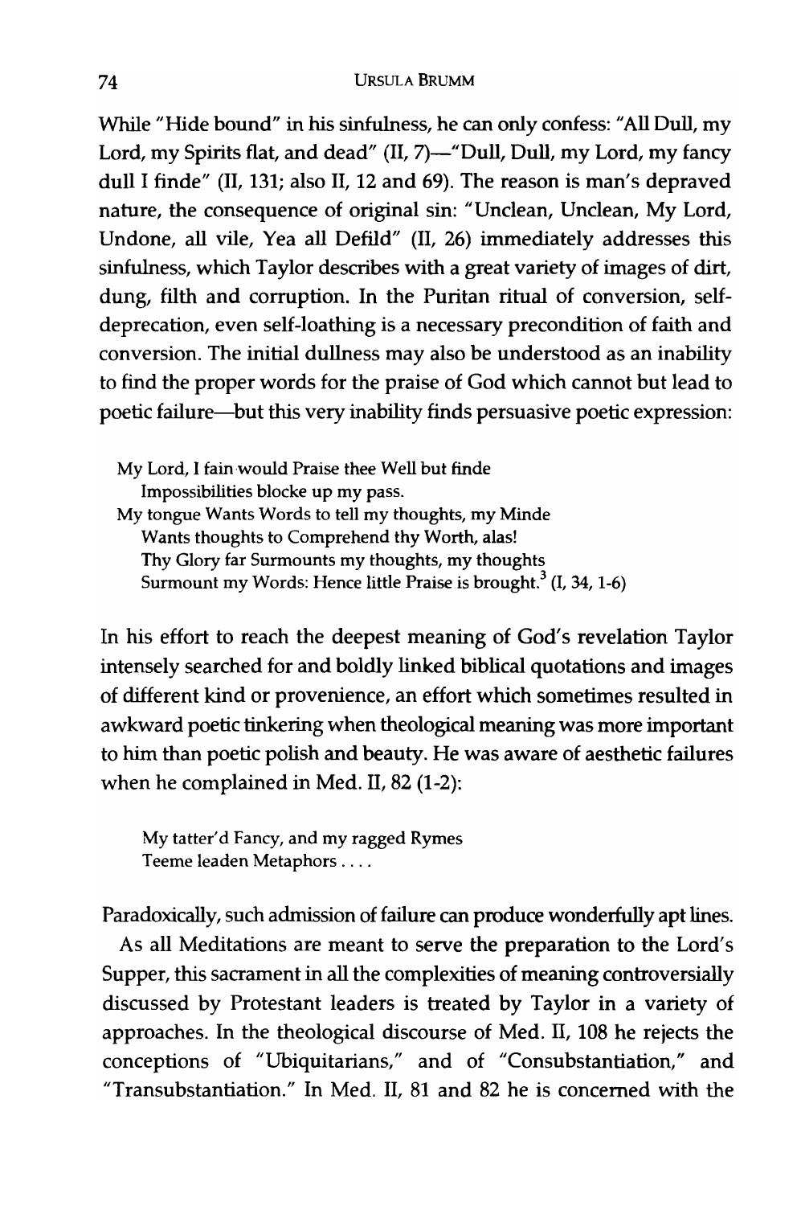While "Hide bound" in his sinfulness, he can only confess: "All Dull, my Lord, my Spirits flat, and dead" (II, 7)—"Dull, Dull, my Lord, my fancy dull I finde" (II, 131; also II, 12 and 69). The reason is man's depraved nature, the consequence of original sin: "Unclean, Unclean, My Lord, Undone, all vile, Yea all Defild" (II, 26) immediately addresses this sinfulness, which Taylor describes with a great variety of images of dirt, dung, filth and corruption. In the Puritan ritual of conversion, self-deprecation, even self-loathing is a necessary precondition of faith and conversion. The initial dullness may also be understood as an inability to find the proper words for the praise of God which cannot but lead to poetic failure—but this very inability finds persuasive poetic expression:

> My Lord, I fain would Praise thee Well but finde
> Impossibilities blocke up my pass.
> My tongue Wants Words to tell my thoughts, my Minde
> Wants thoughts to Comprehend thy Worth, alas!
> Thy Glory far Surmounts my thoughts, my thoughts
> Surmount my Words: Hence little Praise is brought.[3] (I, 34, 1-6)

In his effort to reach the deepest meaning of God's revelation Taylor intensely searched for and boldly linked biblical quotations and images of different kind or provenience, an effort which sometimes resulted in awkward poetic tinkering when theological meaning was more important to him than poetic polish and beauty. He was aware of aesthetic failures when he complained in Med. II, 82 (1-2):

> My tatter'd Fancy, and my ragged Rymes
> Teeme leaden Metaphors . . . .

Paradoxically, such admission of failure can produce wonderfully apt lines.

As all Meditations are meant to serve the preparation to the Lord's Supper, this sacrament in all the complexities of meaning controversially discussed by Protestant leaders is treated by Taylor in a variety of approaches. In the theological discourse of Med. II, 108 he rejects the conceptions of "Ubiquitarians," and of "Consubstantiation," and "Transubstantiation." In Med. II, 81 and 82 he is concerned with the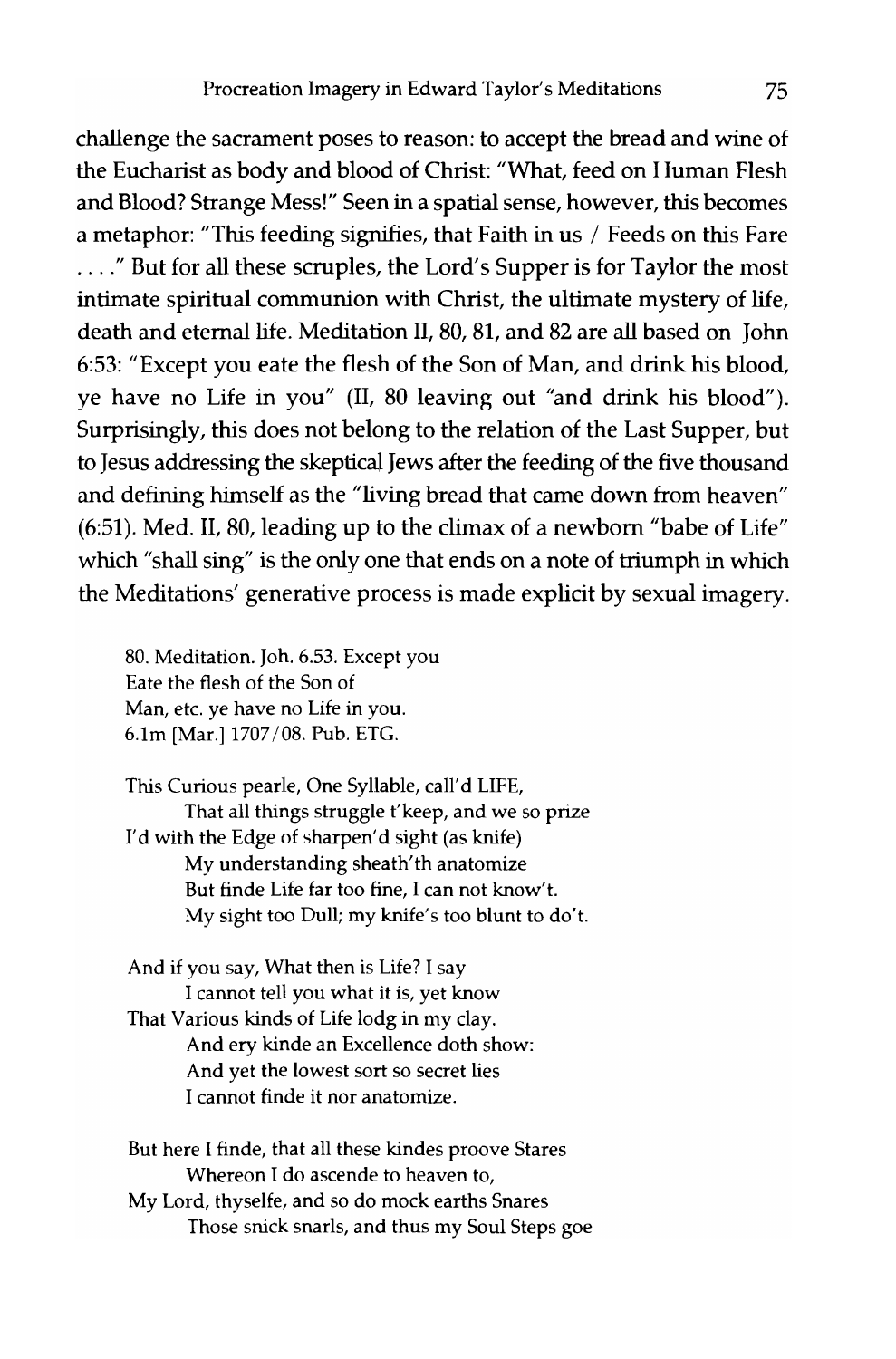challenge the sacrament poses to reason: to accept the bread and wine of the Eucharist as body and blood of Christ: "What, feed on Human Flesh and Blood? Strange Mess!" Seen in a spatial sense, however, this becomes a metaphor: "This feeding signifies, that Faith in us / Feeds on this Fare . . . ." But for all these scruples, the Lord's Supper is for Taylor the most intimate spiritual communion with Christ, the ultimate mystery of life, death and eternal life. Meditation II, 80, 81, and 82 are all based on John 6:53: "Except you eate the flesh of the Son of Man, and drink his blood, ye have no Life in you" (II, 80 leaving out "and drink his blood"). Surprisingly, this does not belong to the relation of the Last Supper, but to Jesus addressing the skeptical Jews after the feeding of the five thousand and defining himself as the "living bread that came down from heaven" (6:51). Med. II, 80, leading up to the climax of a newborn "babe of Life" which "shall sing" is the only one that ends on a note of triumph in which the Meditations' generative process is made explicit by sexual imagery.

> 80. Meditation. Joh. 6.53. Except you
> Eate the flesh of the Son of
> Man, etc. ye have no Life in you.
> 6.1m [Mar.] 1707/08. Pub. ETG.
>
> This Curious pearle, One Syllable, call'd LIFE,
>         That all things struggle t'keep, and we so prize
> I'd with the Edge of sharpen'd sight (as knife)
>         My understanding sheath'th anatomize
>         But finde Life far too fine, I can not know't.
>         My sight too Dull; my knife's too blunt to do't.
>
> And if you say, What then is Life? I say
>         I cannot tell you what it is, yet know
> That Various kinds of Life lodg in my clay.
>         And ery kinde an Excellence doth show:
>         And yet the lowest sort so secret lies
>         I cannot finde it nor anatomize.
>
> But here I finde, that all these kindes proove Stares
>         Whereon I do ascende to heaven to,
> My Lord, thyselfe, and so do mock earths Snares
>         Those snick snarls, and thus my Soul Steps goe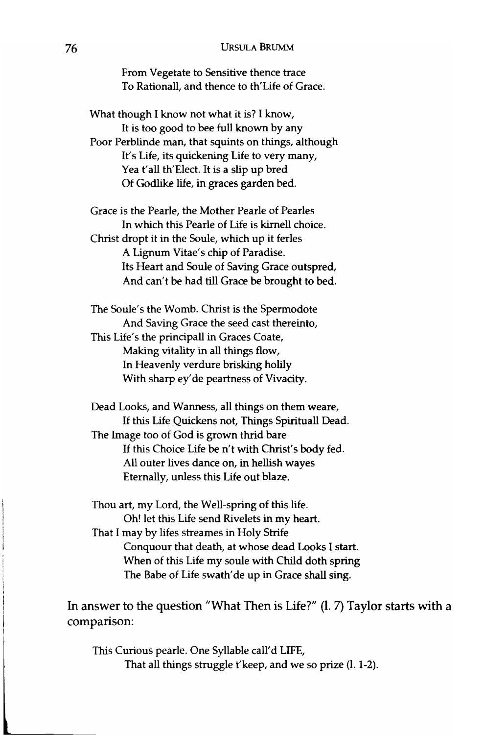From Vegetate to Sensitive thence trace
To Rationall, and thence to th'Life of Grace.

What though I know not what it is? I know,
It is too good to bee full known by any
Poor Perblinde man, that squints on things, although
It's Life, its quickening Life to very many,
Yea t'all th'Elect. It is a slip up bred
Of Godlike life, in graces garden bed.

Grace is the Pearle, the Mother Pearle of Pearles
In which this Pearle of Life is kirnell choice.
Christ dropt it in the Soule, which up it ferles
A Lignum Vitae's chip of Paradise.
Its Heart and Soule of Saving Grace outspred,
And can't be had till Grace be brought to bed.

The Soule's the Womb. Christ is the Spermodote
And Saving Grace the seed cast thereinto,
This Life's the principall in Graces Coate,
Making vitality in all things flow,
In Heavenly verdure brisking holily
With sharp ey'de peartness of Vivacity.

Dead Looks, and Wanness, all things on them weare,
If this Life Quickens not, Things Spirituall Dead.
The Image too of God is grown thrid bare
If this Choice Life be n't with Christ's body fed.
All outer lives dance on, in hellish wayes
Eternally, unless this Life out blaze.

Thou art, my Lord, the Well-spring of this life.
Oh! let this Life send Rivelets in my heart.
That I may by lifes streames in Holy Strife
Conquour that death, at whose dead Looks I start.
When of this Life my soule with Child doth spring
The Babe of Life swath'de up in Grace shall sing.

In answer to the question "What Then is Life?" (l. 7) Taylor starts with a comparison:

> This Curious pearle. One Syllable call'd LIFE,
> That all things struggle t'keep, and we so prize (l. 1-2).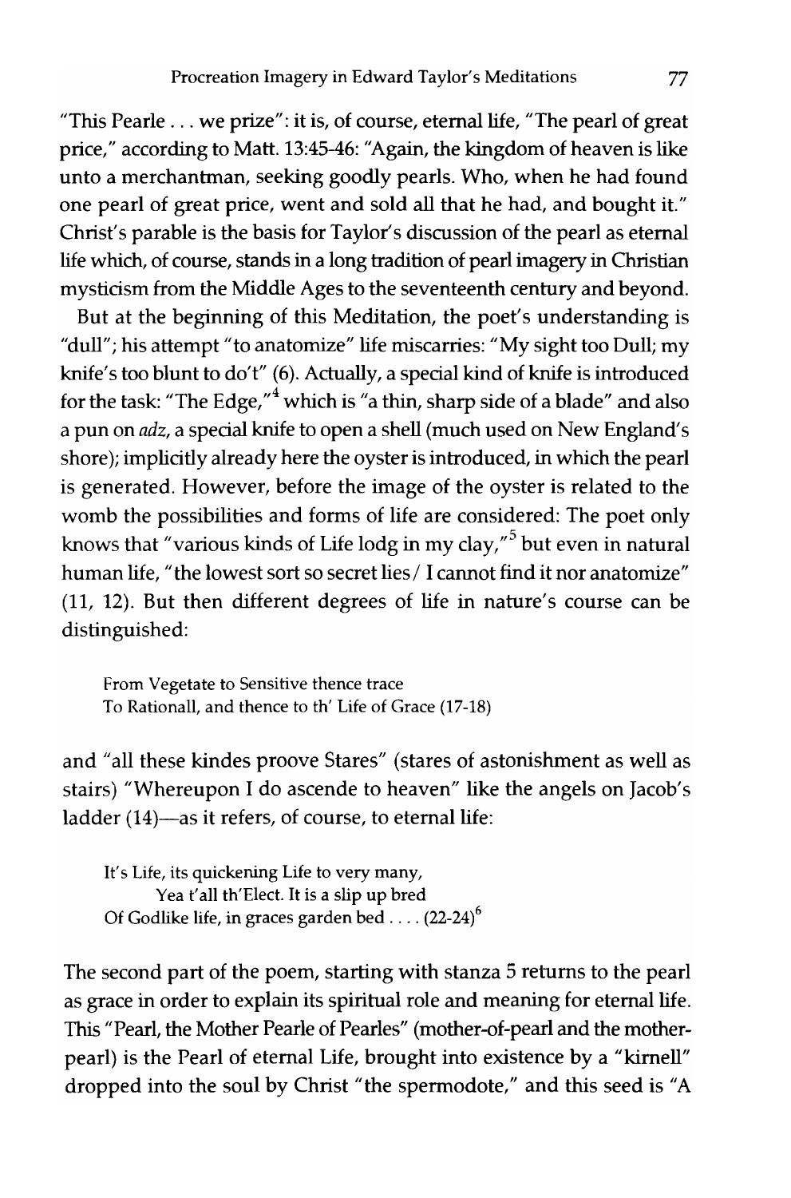"This Pearle . . . we prize": it is, of course, eternal life, "The pearl of great price," according to Matt. 13:45-46: "Again, the kingdom of heaven is like unto a merchantman, seeking goodly pearls. Who, when he had found one pearl of great price, went and sold all that he had, and bought it." Christ's parable is the basis for Taylor's discussion of the pearl as eternal life which, of course, stands in a long tradition of pearl imagery in Christian mysticism from the Middle Ages to the seventeenth century and beyond.

But at the beginning of this Meditation, the poet's understanding is "dull"; his attempt "to anatomize" life miscarries: "My sight too Dull; my knife's too blunt to do't" (6). Actually, a special kind of knife is introduced for the task: "The Edge,"[4] which is "a thin, sharp side of a blade" and also a pun on *adz*, a special knife to open a shell (much used on New England's shore); implicitly already here the oyster is introduced, in which the pearl is generated. However, before the image of the oyster is related to the womb the possibilities and forms of life are considered: The poet only knows that "various kinds of Life lodg in my clay,"[5] but even in natural human life, "the lowest sort so secret lies / I cannot find it nor anatomize" (11, 12). But then different degrees of life in nature's course can be distinguished:

> From Vegetate to Sensitive thence trace
> To Rationall, and thence to th' Life of Grace (17-18)

and "all these kindes proove Stares" (stares of astonishment as well as stairs) "Whereupon I do ascende to heaven" like the angels on Jacob's ladder (14)—as it refers, of course, to eternal life:

> It's Life, its quickening Life to very many,
> Yea t'all th'Elect. It is a slip up bred
> Of Godlike life, in graces garden bed . . . . (22-24)[6]

The second part of the poem, starting with stanza 5 returns to the pearl as grace in order to explain its spiritual role and meaning for eternal life. This "Pearl, the Mother Pearle of Pearles" (mother-of-pearl and the mother-pearl) is the Pearl of eternal Life, brought into existence by a "kirnell" dropped into the soul by Christ "the spermodote," and this seed is "A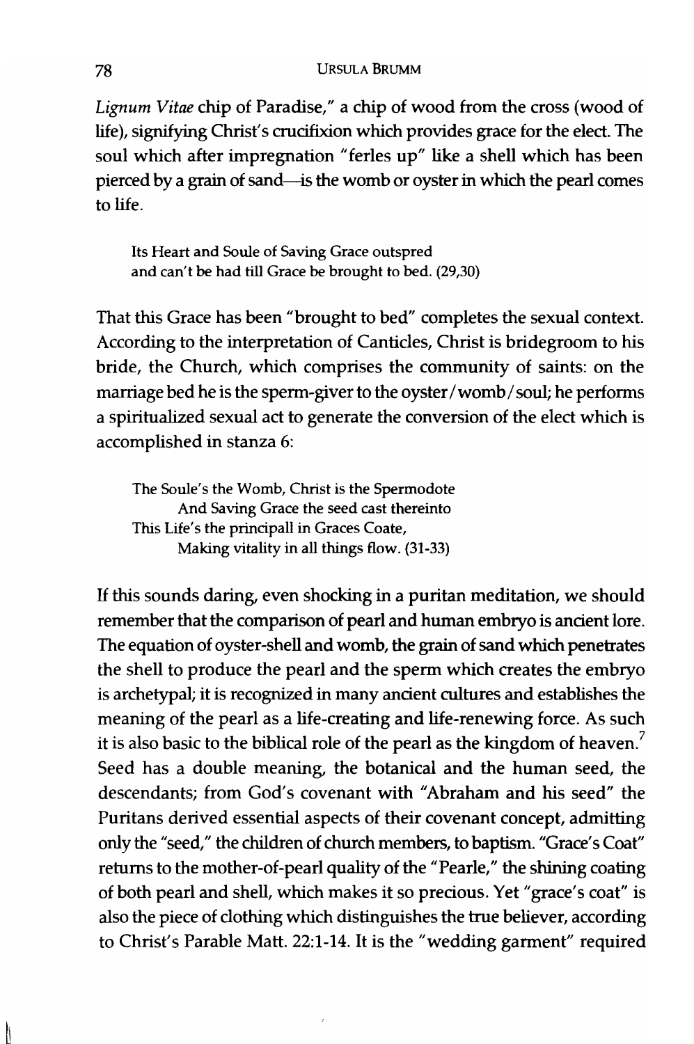*Lignum Vitae* chip of Paradise," a chip of wood from the cross (wood of life), signifying Christ's crucifixion which provides grace for the elect. The soul which after impregnation "ferles up" like a shell which has been pierced by a grain of sand—is the womb or oyster in which the pearl comes to life.

> Its Heart and Soule of Saving Grace outspred
> and can't be had till Grace be brought to bed. (29,30)

That this Grace has been "brought to bed" completes the sexual context. According to the interpretation of Canticles, Christ is bridegroom to his bride, the Church, which comprises the community of saints: on the marriage bed he is the sperm-giver to the oyster / womb / soul; he performs a spiritualized sexual act to generate the conversion of the elect which is accomplished in stanza 6:

> The Soule's the Womb, Christ is the Spermodote
> And Saving Grace the seed cast thereinto
> This Life's the principall in Graces Coate,
> Making vitality in all things flow. (31-33)

If this sounds daring, even shocking in a puritan meditation, we should remember that the comparison of pearl and human embryo is ancient lore. The equation of oyster-shell and womb, the grain of sand which penetrates the shell to produce the pearl and the sperm which creates the embryo is archetypal; it is recognized in many ancient cultures and establishes the meaning of the pearl as a life-creating and life-renewing force. As such it is also basic to the biblical role of the pearl as the kingdom of heaven.[7] Seed has a double meaning, the botanical and the human seed, the descendants; from God's covenant with "Abraham and his seed" the Puritans derived essential aspects of their covenant concept, admitting only the "seed," the children of church members, to baptism. "Grace's Coat" returns to the mother-of-pearl quality of the "Pearle," the shining coating of both pearl and shell, which makes it so precious. Yet "grace's coat" is also the piece of clothing which distinguishes the true believer, according to Christ's Parable Matt. 22:1-14. It is the "wedding garment" required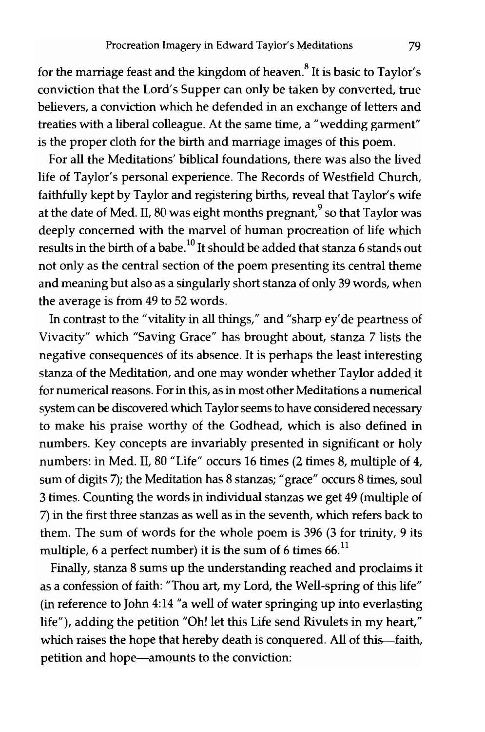for the marriage feast and the kingdom of heaven.[8] It is basic to Taylor's conviction that the Lord's Supper can only be taken by converted, true believers, a conviction which he defended in an exchange of letters and treaties with a liberal colleague. At the same time, a "wedding garment" is the proper cloth for the birth and marriage images of this poem.

For all the Meditations' biblical foundations, there was also the lived life of Taylor's personal experience. The Records of Westfield Church, faithfully kept by Taylor and registering births, reveal that Taylor's wife at the date of Med. II, 80 was eight months pregnant,[9] so that Taylor was deeply concerned with the marvel of human procreation of life which results in the birth of a babe.[10] It should be added that stanza 6 stands out not only as the central section of the poem presenting its central theme and meaning but also as a singularly short stanza of only 39 words, when the average is from 49 to 52 words.

In contrast to the "vitality in all things," and "sharp ey'de peartness of Vivacity" which "Saving Grace" has brought about, stanza 7 lists the negative consequences of its absence. It is perhaps the least interesting stanza of the Meditation, and one may wonder whether Taylor added it for numerical reasons. For in this, as in most other Meditations a numerical system can be discovered which Taylor seems to have considered necessary to make his praise worthy of the Godhead, which is also defined in numbers. Key concepts are invariably presented in significant or holy numbers: in Med. II, 80 "Life" occurs 16 times (2 times 8, multiple of 4, sum of digits 7); the Meditation has 8 stanzas; "grace" occurs 8 times, soul 3 times. Counting the words in individual stanzas we get 49 (multiple of 7) in the first three stanzas as well as in the seventh, which refers back to them. The sum of words for the whole poem is 396 (3 for trinity, 9 its multiple, 6 a perfect number) it is the sum of 6 times 66.[11]

Finally, stanza 8 sums up the understanding reached and proclaims it as a confession of faith: "Thou art, my Lord, the Well-spring of this life" (in reference to John 4:14 "a well of water springing up into everlasting life"), adding the petition "Oh! let this Life send Rivulets in my heart," which raises the hope that hereby death is conquered. All of this—faith, petition and hope—amounts to the conviction: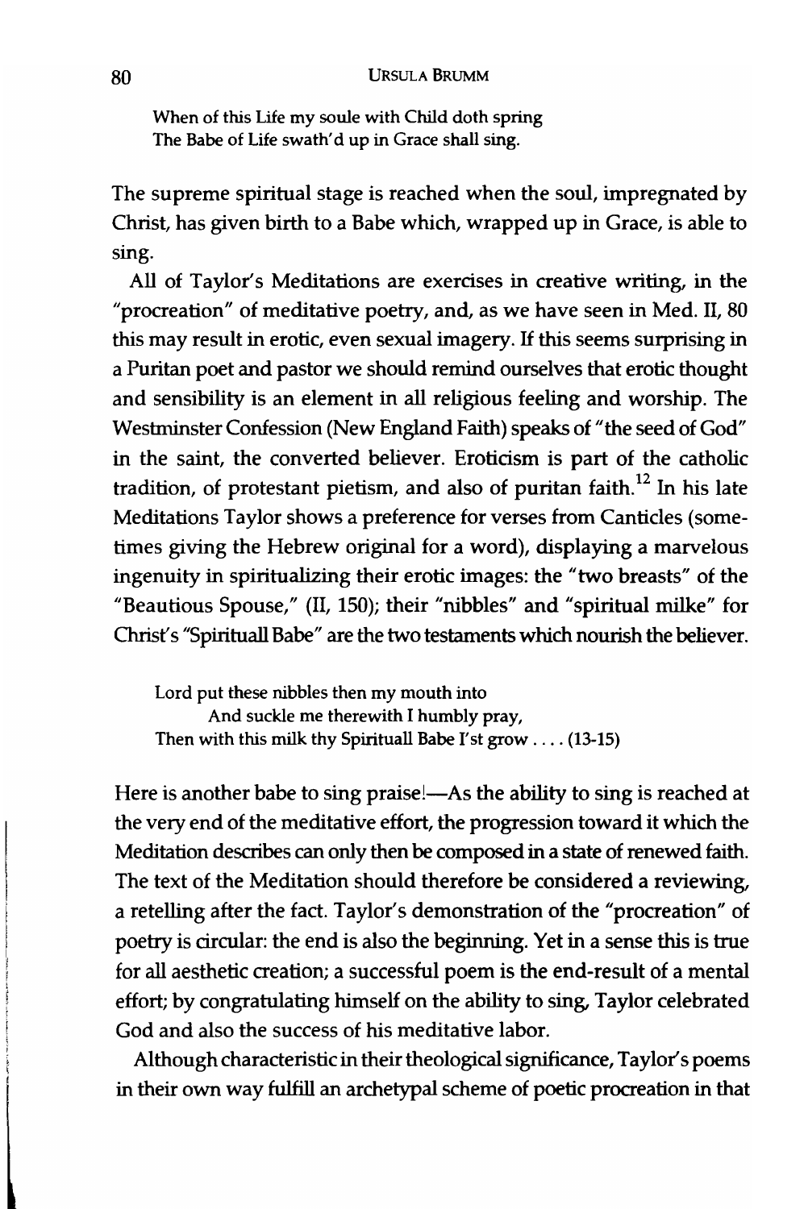> When of this Life my soule with Child doth spring
> The Babe of Life swath'd up in Grace shall sing.

The supreme spiritual stage is reached when the soul, impregnated by Christ, has given birth to a Babe which, wrapped up in Grace, is able to sing.

All of Taylor's Meditations are exercises in creative writing, in the "procreation" of meditative poetry, and, as we have seen in Med. II, 80 this may result in erotic, even sexual imagery. If this seems surprising in a Puritan poet and pastor we should remind ourselves that erotic thought and sensibility is an element in all religious feeling and worship. The Westminster Confession (New England Faith) speaks of "the seed of God" in the saint, the converted believer. Eroticism is part of the catholic tradition, of protestant pietism, and also of puritan faith.[12] In his late Meditations Taylor shows a preference for verses from Canticles (sometimes giving the Hebrew original for a word), displaying a marvelous ingenuity in spiritualizing their erotic images: the "two breasts" of the "Beautious Spouse," (II, 150); their "nibbles" and "spiritual milke" for Christ's "Spirituall Babe" are the two testaments which nourish the believer.

> Lord put these nibbles then my mouth into
> And suckle me therewith I humbly pray,
> Then with this milk thy Spirituall Babe I'st grow . . . . (13-15)

Here is another babe to sing praise!—As the ability to sing is reached at the very end of the meditative effort, the progression toward it which the Meditation describes can only then be composed in a state of renewed faith. The text of the Meditation should therefore be considered a reviewing, a retelling after the fact. Taylor's demonstration of the "procreation" of poetry is circular: the end is also the beginning. Yet in a sense this is true for all aesthetic creation; a successful poem is the end-result of a mental effort; by congratulating himself on the ability to sing, Taylor celebrated God and also the success of his meditative labor.

Although characteristic in their theological significance, Taylor's poems in their own way fulfill an archetypal scheme of poetic procreation in that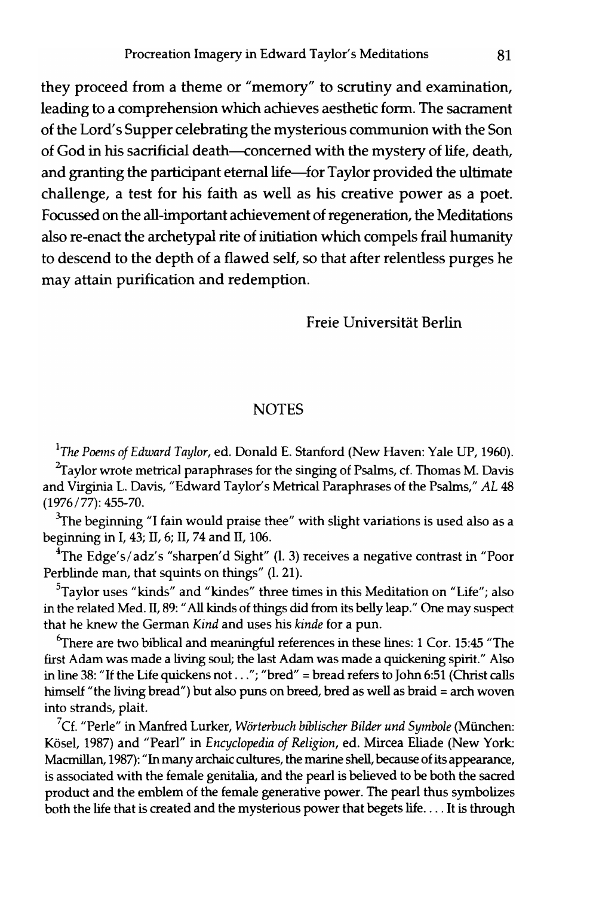they proceed from a theme or "memory" to scrutiny and examination, leading to a comprehension which achieves aesthetic form. The sacrament of the Lord's Supper celebrating the mysterious communion with the Son of God in his sacrificial death—concerned with the mystery of life, death, and granting the participant eternal life—for Taylor provided the ultimate challenge, a test for his faith as well as his creative power as a poet. Focussed on the all-important achievement of regeneration, the Meditations also re-enact the archetypal rite of initiation which compels frail humanity to descend to the depth of a flawed self, so that after relentless purges he may attain purification and redemption.

Freie Universität Berlin

## NOTES

[1] *The Poems of Edward Taylor*, ed. Donald E. Stanford (New Haven: Yale UP, 1960).

[2] Taylor wrote metrical paraphrases for the singing of Psalms, cf. Thomas M. Davis and Virginia L. Davis, "Edward Taylor's Metrical Paraphrases of the Psalms," *AL* 48 (1976/77): 455-70.

[3] The beginning "I fain would praise thee" with slight variations is used also as a beginning in I, 43; II, 6; II, 74 and II, 106.

[4] The Edge's/adz's "sharpen'd Sight" (l. 3) receives a negative contrast in "Poor Perblinde man, that squints on things" (l. 21).

[5] Taylor uses "kinds" and "kindes" three times in this Meditation on "Life"; also in the related Med. II, 89: "All kinds of things did from its belly leap." One may suspect that he knew the German *Kind* and uses his *kinde* for a pun.

[6] There are two biblical and meaningful references in these lines: 1 Cor. 15:45 "The first Adam was made a living soul; the last Adam was made a quickening spirit." Also in line 38: "If the Life quickens not . . ."; "bred" = bread refers to John 6:51 (Christ calls himself "the living bread") but also puns on breed, bred as well as braid = arch woven into strands, plait.

[7] Cf. "Perle" in Manfred Lurker, *Wörterbuch biblischer Bilder und Symbole* (München: Kösel, 1987) and "Pearl" in *Encyclopedia of Religion*, ed. Mircea Eliade (New York: Macmillan, 1987): "In many archaic cultures, the marine shell, because of its appearance, is associated with the female genitalia, and the pearl is believed to be both the sacred product and the emblem of the female generative power. The pearl thus symbolizes both the life that is created and the mysterious power that begets life. . . . It is through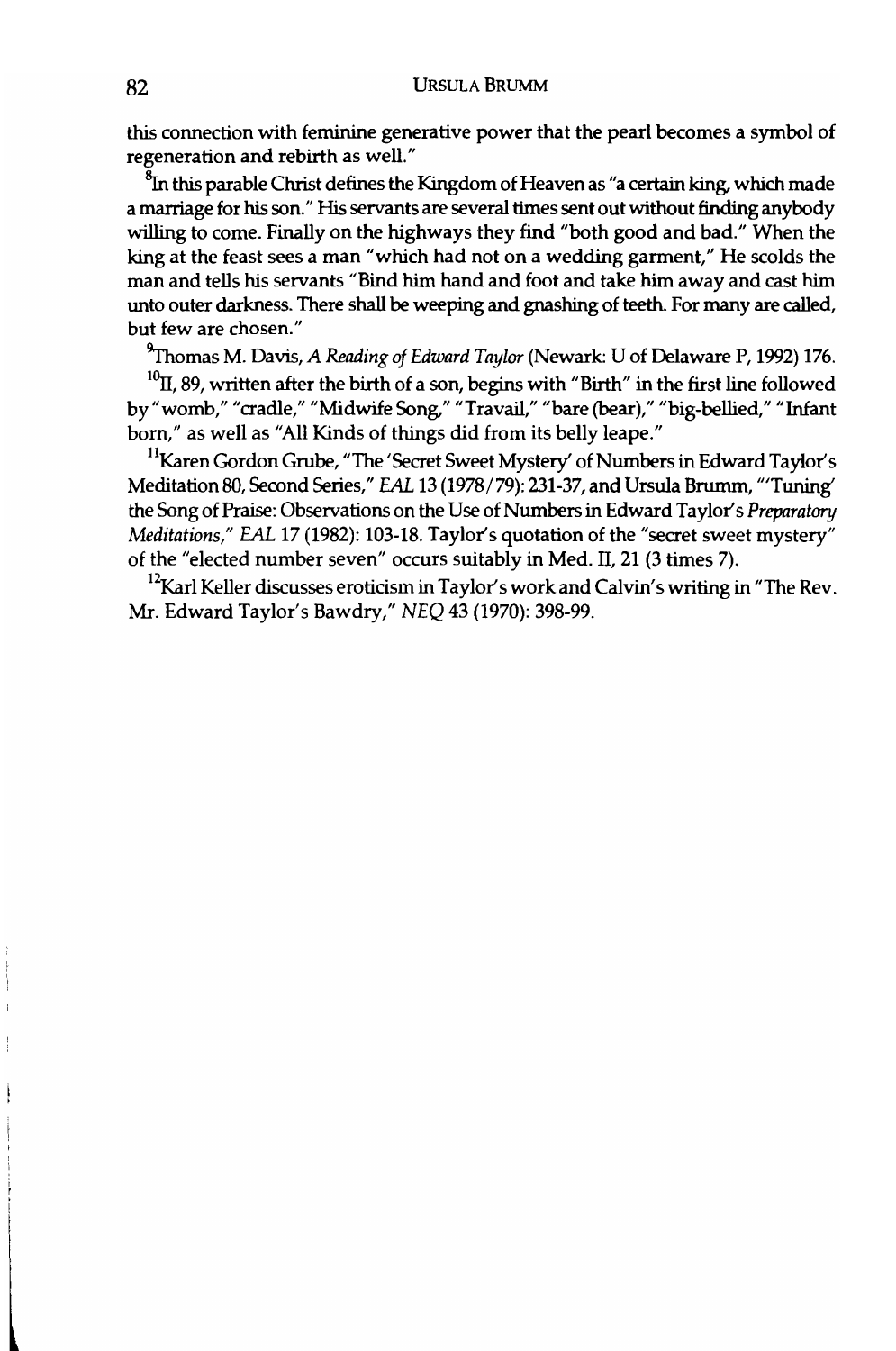this connection with feminine generative power that the pearl becomes a symbol of regeneration and rebirth as well."

[8]In this parable Christ defines the Kingdom of Heaven as "a certain king, which made a marriage for his son." His servants are several times sent out without finding anybody willing to come. Finally on the highways they find "both good and bad." When the king at the feast sees a man "which had not on a wedding garment," He scolds the man and tells his servants "Bind him hand and foot and take him away and cast him unto outer darkness. There shall be weeping and gnashing of teeth. For many are called, but few are chosen."

[9]Thomas M. Davis, *A Reading of Edward Taylor* (Newark: U of Delaware P, 1992) 176.

[10]II, 89, written after the birth of a son, begins with "Birth" in the first line followed by "womb," "cradle," "Midwife Song," "Travail," "bare (bear)," "big-bellied," "Infant born," as well as "All Kinds of things did from its belly leape."

[11]Karen Gordon Grube, "The 'Secret Sweet Mystery' of Numbers in Edward Taylor's Meditation 80, Second Series," *EAL* 13 (1978/79): 231-37, and Ursula Brumm, "'Tuning' the Song of Praise: Observations on the Use of Numbers in Edward Taylor's *Preparatory Meditations*," *EAL* 17 (1982): 103-18. Taylor's quotation of the "secret sweet mystery" of the "elected number seven" occurs suitably in Med. II, 21 (3 times 7).

[12]Karl Keller discusses eroticism in Taylor's work and Calvin's writing in "The Rev. Mr. Edward Taylor's Bawdry," *NEQ* 43 (1970): 398-99.